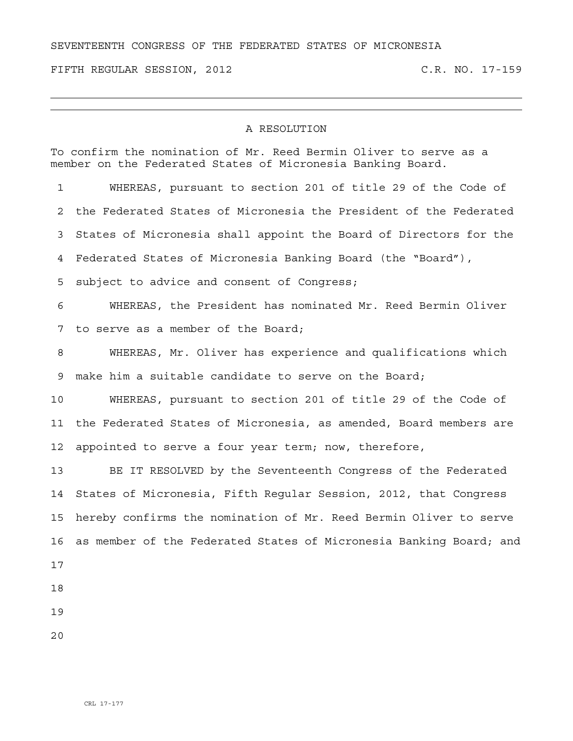SEVENTEENTH CONGRESS OF THE FEDERATED STATES OF MICRONESIA

FIFTH REGULAR SESSION, 2012 C.R. NO. 17-159

---

# A RESOLUTION

To confirm the nomination of Mr. Reed Bermin Oliver to serve as a member on the Federated States of Micronesia Banking Board.

WHEREAS, pursuant to section 201 of title 29 of the Code of the Federated States of Micronesia the President of the Federated States of Micronesia shall appoint the Board of Directors for the Federated States of Micronesia Banking Board (the "Board"), subject to advice and consent of Congress;

WHEREAS, the President has nominated Mr. Reed Bermin Oliver to serve as a member of the Board;

WHEREAS, Mr. Oliver has experience and qualifications which make him a suitable candidate to serve on the Board;

WHEREAS, pursuant to section 201 of title 29 of the Code of the Federated States of Micronesia, as amended, Board members are appointed to serve a four year term; now, therefore,

BE IT RESOLVED by the Seventeenth Congress of the Federated States of Micronesia, Fifth Regular Session, 2012, that Congress hereby confirms the nomination of Mr. Reed Bermin Oliver to serve as member of the Federated States of Micronesia Banking Board; and

CRL 17-177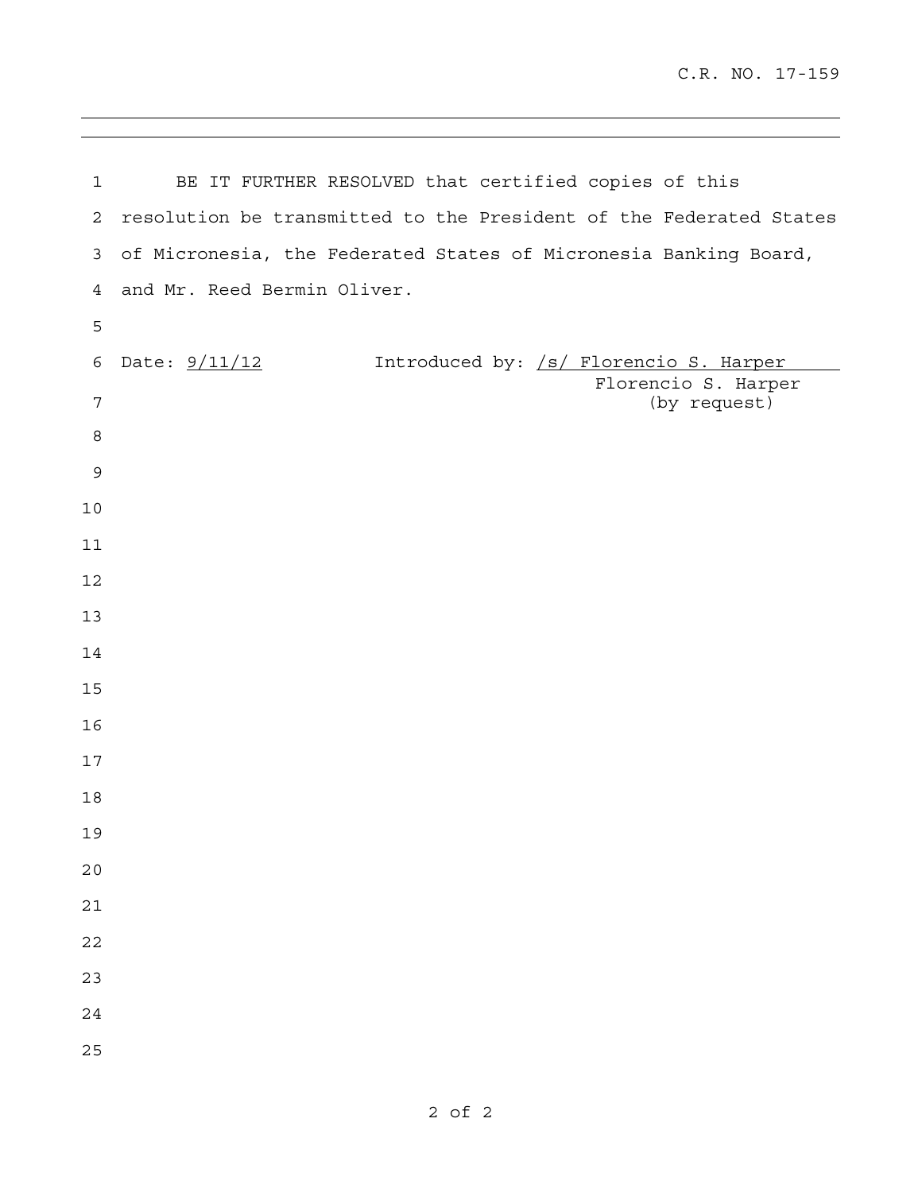BE IT FURTHER RESOLVED that certified copies of this resolution be transmitted to the President of the Federated States of Micronesia, the Federated States of Micronesia Banking Board, and Mr. Reed Bermin Oliver.

Date: 9/11/12

Introduced by: /s/ Florencio S. Harper
Florencio S. Harper
(by request)